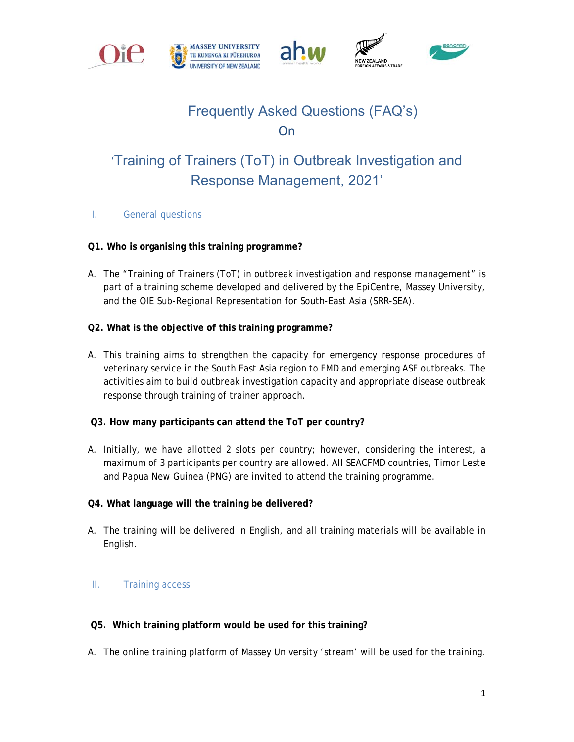# Frequently Asked Questions (FAQ's)

## On

# 'Training of Trainers (ToT) in Outbreak Investigation and Response Management, 2021'

## I. General questions

**Q1. Who is organising this training programme?**

A. The "Training of Trainers (ToT) in outbreak investigation and response management" is part of a training scheme developed and delivered by the EpiCentre, Massey University, and the OIE Sub-Regional Representation for South-East Asia (SRR-SEA).

**Q2. What is the objective of this training programme?**

A. This training aims to strengthen the capacity for emergency response procedures of veterinary service in the South East Asia region to FMD and emerging ASF outbreaks. The activities aim to build outbreak investigation capacity and appropriate disease outbreak response through training of trainer approach.

**Q3. How many participants can attend the ToT per country?**

A. Initially, we have allotted 2 slots per country; however, considering the interest, a maximum of 3 participants per country are allowed. All SEACFMD countries, Timor Leste and Papua New Guinea (PNG) are invited to attend the training programme.

**Q4. What language will the training be delivered?**

A. The training will be delivered in English, and all training materials will be available in English.

## II. Training access

**Q5. Which training platform would be used for this training?**

A. The online training platform of Massey University 'stream' will be used for the training.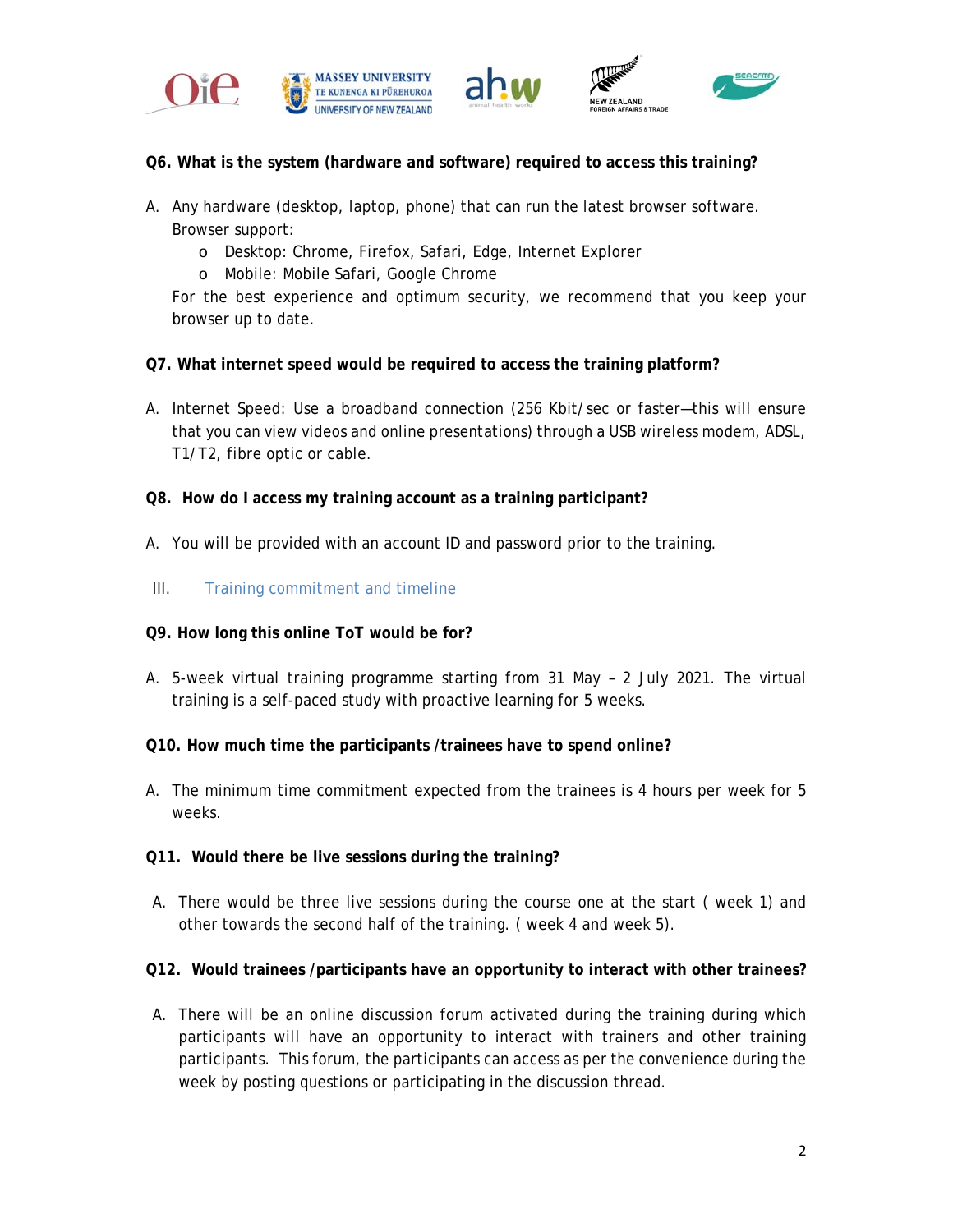**Q6. What is the system (hardware and software) required to access this training?**

A. Any hardware (desktop, laptop, phone) that can run the latest browser software. Browser support:
   - Desktop: Chrome, Firefox, Safari, Edge, Internet Explorer
   - Mobile: Mobile Safari, Google Chrome

   For the best experience and optimum security, we recommend that you keep your browser up to date.

**Q7. What internet speed would be required to access the training platform?**

A. Internet Speed: Use a broadband connection (256 Kbit/sec or faster—this will ensure that you can view videos and online presentations) through a USB wireless modem, ADSL, T1/T2, fibre optic or cable.

**Q8. How do I access my training account as a training participant?**

A. You will be provided with an account ID and password prior to the training.

## III. Training commitment and timeline

**Q9. How long this online ToT would be for?**

A. 5-week virtual training programme starting from 31 May – 2 July 2021. The virtual training is a self-paced study with proactive learning for 5 weeks.

**Q10. How much time the participants /trainees have to spend online?**

A. The minimum time commitment expected from the trainees is 4 hours per week for 5 weeks.

**Q11. Would there be live sessions during the training?**

A. There would be three live sessions during the course one at the start ( week 1) and other towards the second half of the training. ( week 4 and week 5).

**Q12. Would trainees /participants have an opportunity to interact with other trainees?**

A. There will be an online discussion forum activated during the training during which participants will have an opportunity to interact with trainers and other training participants. This forum, the participants can access as per the convenience during the week by posting questions or participating in the discussion thread.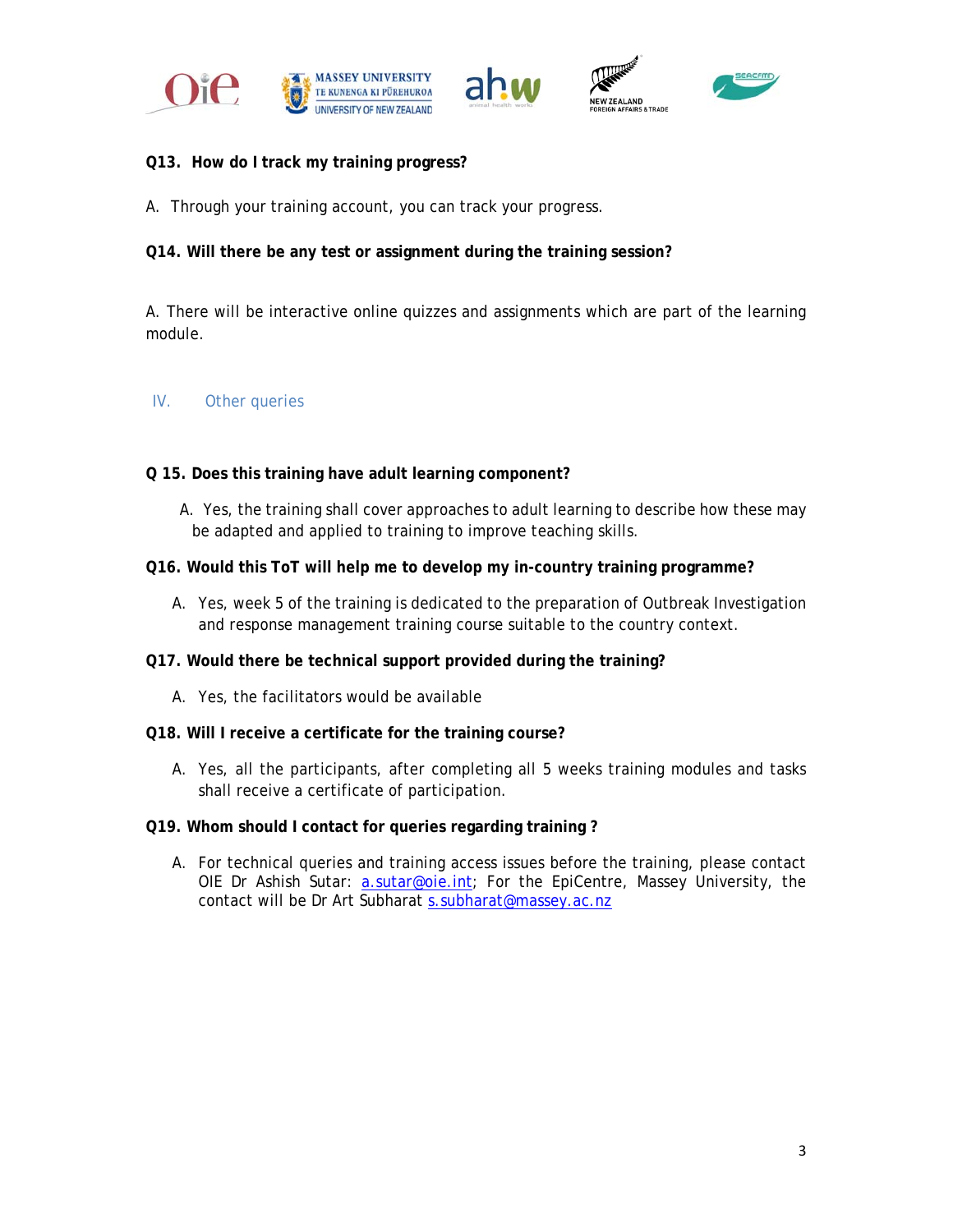**Q13. How do I track my training progress?**

A. Through your training account, you can track your progress.

**Q14. Will there be any test or assignment during the training session?**

A. There will be interactive online quizzes and assignments which are part of the learning module.

## IV. Other queries

**Q 15. Does this training have adult learning component?**

A. Yes, the training shall cover approaches to adult learning to describe how these may be adapted and applied to training to improve teaching skills.

**Q16. Would this ToT will help me to develop my in-country training programme?**

A. Yes, week 5 of the training is dedicated to the preparation of Outbreak Investigation and response management training course suitable to the country context.

**Q17. Would there be technical support provided during the training?**

A. Yes, the facilitators would be available

**Q18. Will I receive a certificate for the training course?**

A. Yes, all the participants, after completing all 5 weeks training modules and tasks shall receive a certificate of participation.

**Q19. Whom should I contact for queries regarding training ?**

A. For technical queries and training access issues before the training, please contact OIE Dr Ashish Sutar: a.sutar@oie.int; For the EpiCentre, Massey University, the contact will be Dr Art Subharat s.subharat@massey.ac.nz